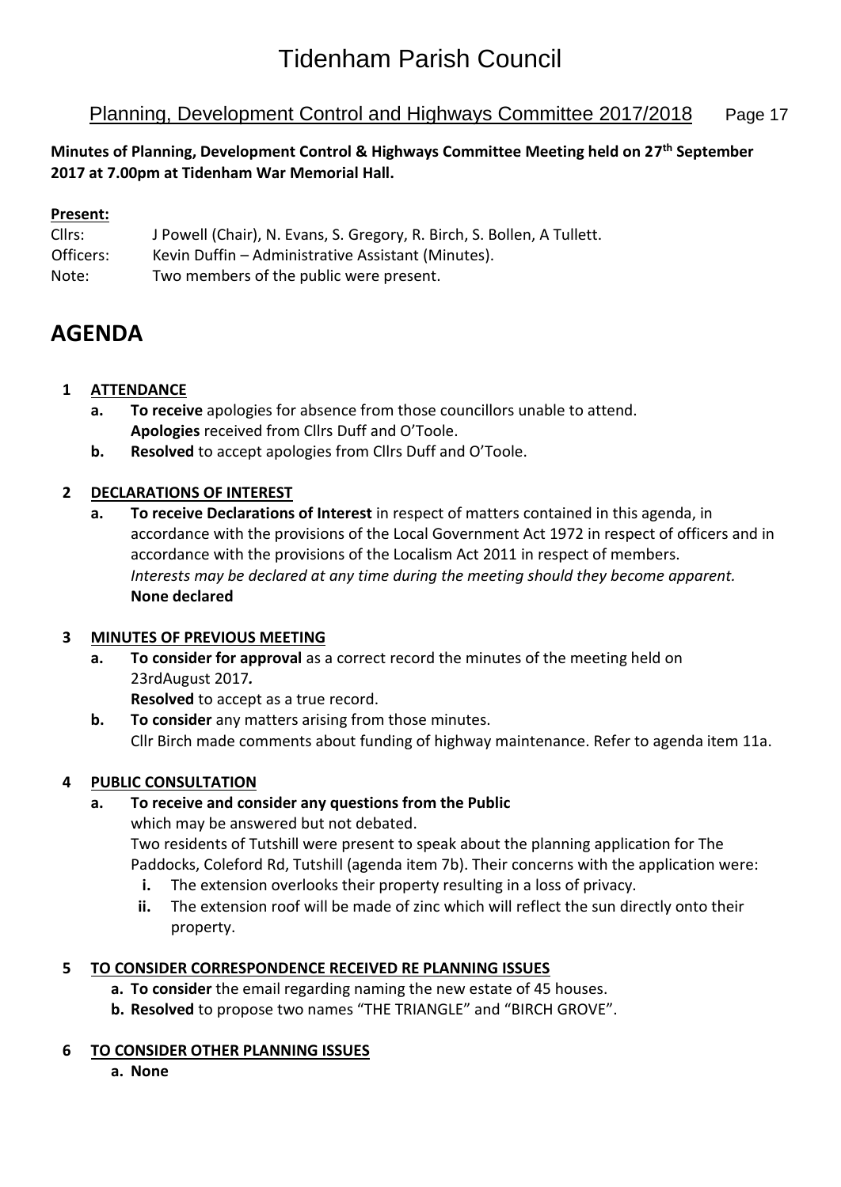# Tidenham Parish Council

## Planning, Development Control and Highways Committee 2017/2018

**Minutes of Planning, Development Control & Highways Committee Meeting held on 27th September 2017 at 7.00pm at Tidenham War Memorial Hall.**

**Present:**

Cllrs: J Powell (Chair), N. Evans, S. Gregory, R. Birch, S. Bollen, A Tullett.
Officers: Kevin Duffin – Administrative Assistant (Minutes).
Note: Two members of the public were present.

# AGENDA

**1 ATTENDANCE**

- **a. To receive** apologies for absence from those councillors unable to attend.
  **Apologies** received from Cllrs Duff and O'Toole.
- **b. Resolved** to accept apologies from Cllrs Duff and O'Toole.

**2 DECLARATIONS OF INTEREST**

- **a. To receive Declarations of Interest** in respect of matters contained in this agenda, in accordance with the provisions of the Local Government Act 1972 in respect of officers and in accordance with the provisions of the Localism Act 2011 in respect of members.
  *Interests may be declared at any time during the meeting should they become apparent.*
  **None declared**

**3 MINUTES OF PREVIOUS MEETING**

- **a. To consider for approval** as a correct record the minutes of the meeting held on 23rdAugust 2017*.*
  **Resolved** to accept as a true record.
- **b. To consider** any matters arising from those minutes.
  Cllr Birch made comments about funding of highway maintenance. Refer to agenda item 11a.

**4 PUBLIC CONSULTATION**

- **a. To receive and consider any questions from the Public** which may be answered but not debated.
  Two residents of Tutshill were present to speak about the planning application for The Paddocks, Coleford Rd, Tutshill (agenda item 7b). Their concerns with the application were:
  - **i.** The extension overlooks their property resulting in a loss of privacy.
  - **ii.** The extension roof will be made of zinc which will reflect the sun directly onto their property.

**5 TO CONSIDER CORRESPONDENCE RECEIVED RE PLANNING ISSUES**

- **a. To consider** the email regarding naming the new estate of 45 houses.
- **b. Resolved** to propose two names "THE TRIANGLE" and "BIRCH GROVE".

**6 TO CONSIDER OTHER PLANNING ISSUES**

- **a. None**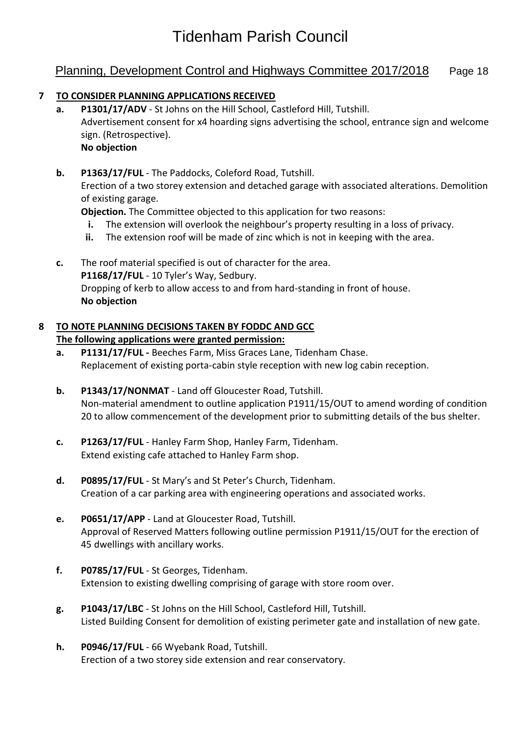# Tidenham Parish Council

## Planning, Development Control and Highways Committee 2017/2018

**7 TO CONSIDER PLANNING APPLICATIONS RECEIVED**

**a. P1301/17/ADV** - St Johns on the Hill School, Castleford Hill, Tutshill.
Advertisement consent for x4 hoarding signs advertising the school, entrance sign and welcome sign. (Retrospective).
**No objection**

**b. P1363/17/FUL** - The Paddocks, Coleford Road, Tutshill.
Erection of a two storey extension and detached garage with associated alterations. Demolition of existing garage.
**Objection.** The Committee objected to this application for two reasons:
   **i.** The extension will overlook the neighbour's property resulting in a loss of privacy.
   **ii.** The extension roof will be made of zinc which is not in keeping with the area.

**c.** The roof material specified is out of character for the area.
**P1168/17/FUL** - 10 Tyler's Way, Sedbury.
Dropping of kerb to allow access to and from hard-standing in front of house.
**No objection**

**8 TO NOTE PLANNING DECISIONS TAKEN BY FODDC AND GCC**
**The following applications were granted permission:**

**a. P1131/17/FUL -** Beeches Farm, Miss Graces Lane, Tidenham Chase.
Replacement of existing porta-cabin style reception with new log cabin reception.

**b. P1343/17/NONMAT** - Land off Gloucester Road, Tutshill.
Non-material amendment to outline application P1911/15/OUT to amend wording of condition 20 to allow commencement of the development prior to submitting details of the bus shelter.

**c. P1263/17/FUL** - Hanley Farm Shop, Hanley Farm, Tidenham.
Extend existing cafe attached to Hanley Farm shop.

**d. P0895/17/FUL** - St Mary's and St Peter's Church, Tidenham.
Creation of a car parking area with engineering operations and associated works.

**e. P0651/17/APP** - Land at Gloucester Road, Tutshill.
Approval of Reserved Matters following outline permission P1911/15/OUT for the erection of 45 dwellings with ancillary works.

**f. P0785/17/FUL** - St Georges, Tidenham.
Extension to existing dwelling comprising of garage with store room over.

**g. P1043/17/LBC** - St Johns on the Hill School, Castleford Hill, Tutshill.
Listed Building Consent for demolition of existing perimeter gate and installation of new gate.

**h. P0946/17/FUL** - 66 Wyebank Road, Tutshill.
Erection of a two storey side extension and rear conservatory.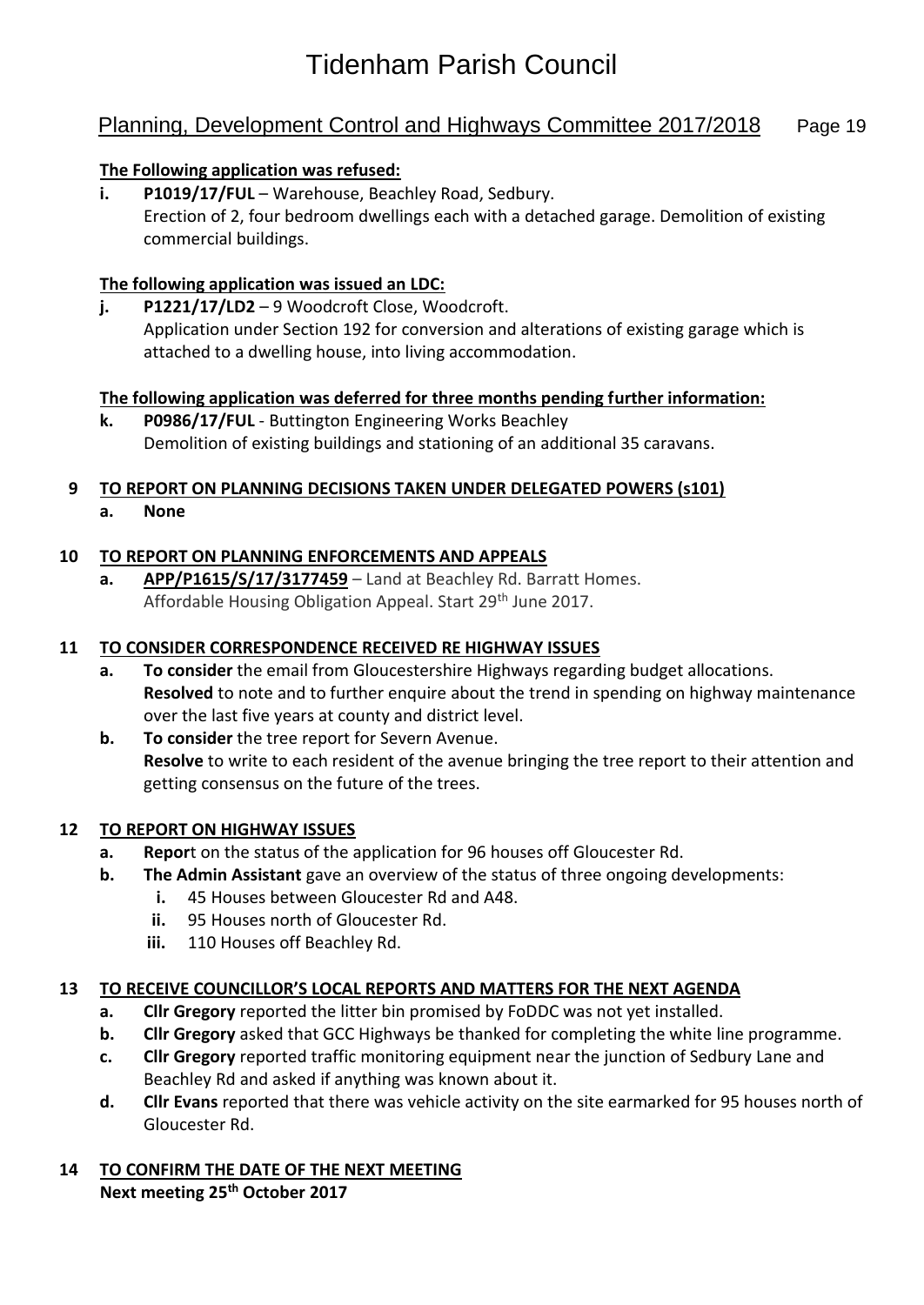**The Following application was refused:**

**i.** **P1019/17/FUL** – Warehouse, Beachley Road, Sedbury.
Erection of 2, four bedroom dwellings each with a detached garage. Demolition of existing commercial buildings.

**The following application was issued an LDC:**

**j.** **P1221/17/LD2** – 9 Woodcroft Close, Woodcroft.
Application under Section 192 for conversion and alterations of existing garage which is attached to a dwelling house, into living accommodation.

**The following application was deferred for three months pending further information:**

**k.** **P0986/17/FUL** - Buttington Engineering Works Beachley
Demolition of existing buildings and stationing of an additional 35 caravans.

**9 TO REPORT ON PLANNING DECISIONS TAKEN UNDER DELEGATED POWERS (s101)**

**a.** **None**

**10 TO REPORT ON PLANNING ENFORCEMENTS AND APPEALS**

**a.** **APP/P1615/S/17/3177459** – Land at Beachley Rd. Barratt Homes.
Affordable Housing Obligation Appeal. Start 29th June 2017.

**11 TO CONSIDER CORRESPONDENCE RECEIVED RE HIGHWAY ISSUES**

**a.** **To consider** the email from Gloucestershire Highways regarding budget allocations.
**Resolved** to note and to further enquire about the trend in spending on highway maintenance over the last five years at county and district level.

**b.** **To consider** the tree report for Severn Avenue.
**Resolve** to write to each resident of the avenue bringing the tree report to their attention and getting consensus on the future of the trees.

**12 TO REPORT ON HIGHWAY ISSUES**

**a.** **Repor**t on the status of the application for 96 houses off Gloucester Rd.

**b.** **The Admin Assistant** gave an overview of the status of three ongoing developments:

- **i.** 45 Houses between Gloucester Rd and A48.
- **ii.** 95 Houses north of Gloucester Rd.
- **iii.** 110 Houses off Beachley Rd.

**13 TO RECEIVE COUNCILLOR'S LOCAL REPORTS AND MATTERS FOR THE NEXT AGENDA**

**a.** **Cllr Gregory** reported the litter bin promised by FoDDC was not yet installed.

**b.** **Cllr Gregory** asked that GCC Highways be thanked for completing the white line programme.

**c.** **Cllr Gregory** reported traffic monitoring equipment near the junction of Sedbury Lane and Beachley Rd and asked if anything was known about it.

**d.** **Cllr Evans** reported that there was vehicle activity on the site earmarked for 95 houses north of Gloucester Rd.

**14 TO CONFIRM THE DATE OF THE NEXT MEETING**

**Next meeting 25th October 2017**